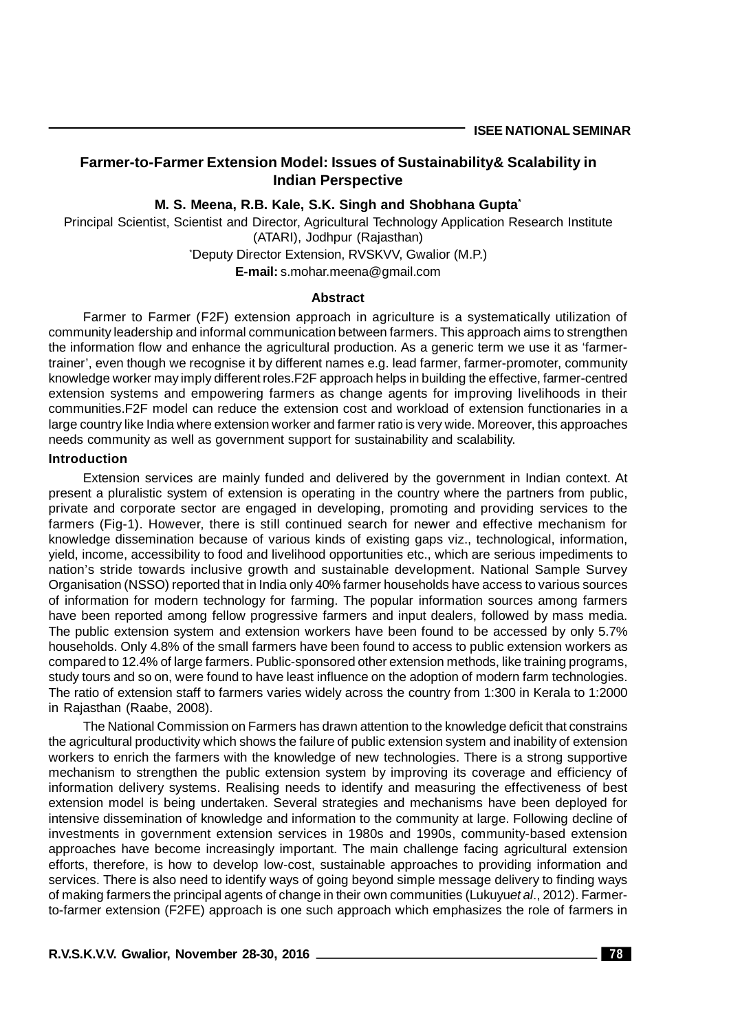# Farmer-to-Farmer Extension Model: Issues of Sustainability& Scalability in Indian Perspective

**M. S. Meena, R.B. Kale, S.K. Singh and Shobhana Gupta[*]**

Principal Scientist, Scientist and Director, Agricultural Technology Application Research Institute (ATARI), Jodhpur (Rajasthan)

[*]Deputy Director Extension, RVSKVV, Gwalior (M.P.)

**E-mail:** s.mohar.meena@gmail.com

## Abstract

Farmer to Farmer (F2F) extension approach in agriculture is a systematically utilization of community leadership and informal communication between farmers. This approach aims to strengthen the information flow and enhance the agricultural production. As a generic term we use it as 'farmer-trainer', even though we recognise it by different names e.g. lead farmer, farmer-promoter, community knowledge worker may imply different roles.F2F approach helps in building the effective, farmer-centred extension systems and empowering farmers as change agents for improving livelihoods in their communities.F2F model can reduce the extension cost and workload of extension functionaries in a large country like India where extension worker and farmer ratio is very wide. Moreover, this approaches needs community as well as government support for sustainability and scalability.

## Introduction

Extension services are mainly funded and delivered by the government in Indian context. At present a pluralistic system of extension is operating in the country where the partners from public, private and corporate sector are engaged in developing, promoting and providing services to the farmers (Fig-1). However, there is still continued search for newer and effective mechanism for knowledge dissemination because of various kinds of existing gaps viz., technological, information, yield, income, accessibility to food and livelihood opportunities etc., which are serious impediments to nation's stride towards inclusive growth and sustainable development. National Sample Survey Organisation (NSSO) reported that in India only 40% farmer households have access to various sources of information for modern technology for farming. The popular information sources among farmers have been reported among fellow progressive farmers and input dealers, followed by mass media. The public extension system and extension workers have been found to be accessed by only 5.7% households. Only 4.8% of the small farmers have been found to access to public extension workers as compared to 12.4% of large farmers. Public-sponsored other extension methods, like training programs, study tours and so on, were found to have least influence on the adoption of modern farm technologies. The ratio of extension staff to farmers varies widely across the country from 1:300 in Kerala to 1:2000 in Rajasthan (Raabe, 2008).

The National Commission on Farmers has drawn attention to the knowledge deficit that constrains the agricultural productivity which shows the failure of public extension system and inability of extension workers to enrich the farmers with the knowledge of new technologies. There is a strong supportive mechanism to strengthen the public extension system by improving its coverage and efficiency of information delivery systems. Realising needs to identify and measuring the effectiveness of best extension model is being undertaken. Several strategies and mechanisms have been deployed for intensive dissemination of knowledge and information to the community at large. Following decline of investments in government extension services in 1980s and 1990s, community-based extension approaches have become increasingly important. The main challenge facing agricultural extension efforts, therefore, is how to develop low-cost, sustainable approaches to providing information and services. There is also need to identify ways of going beyond simple message delivery to finding ways of making farmers the principal agents of change in their own communities (Lukuyu*et al*., 2012). Farmer-to-farmer extension (F2FE) approach is one such approach which emphasizes the role of farmers in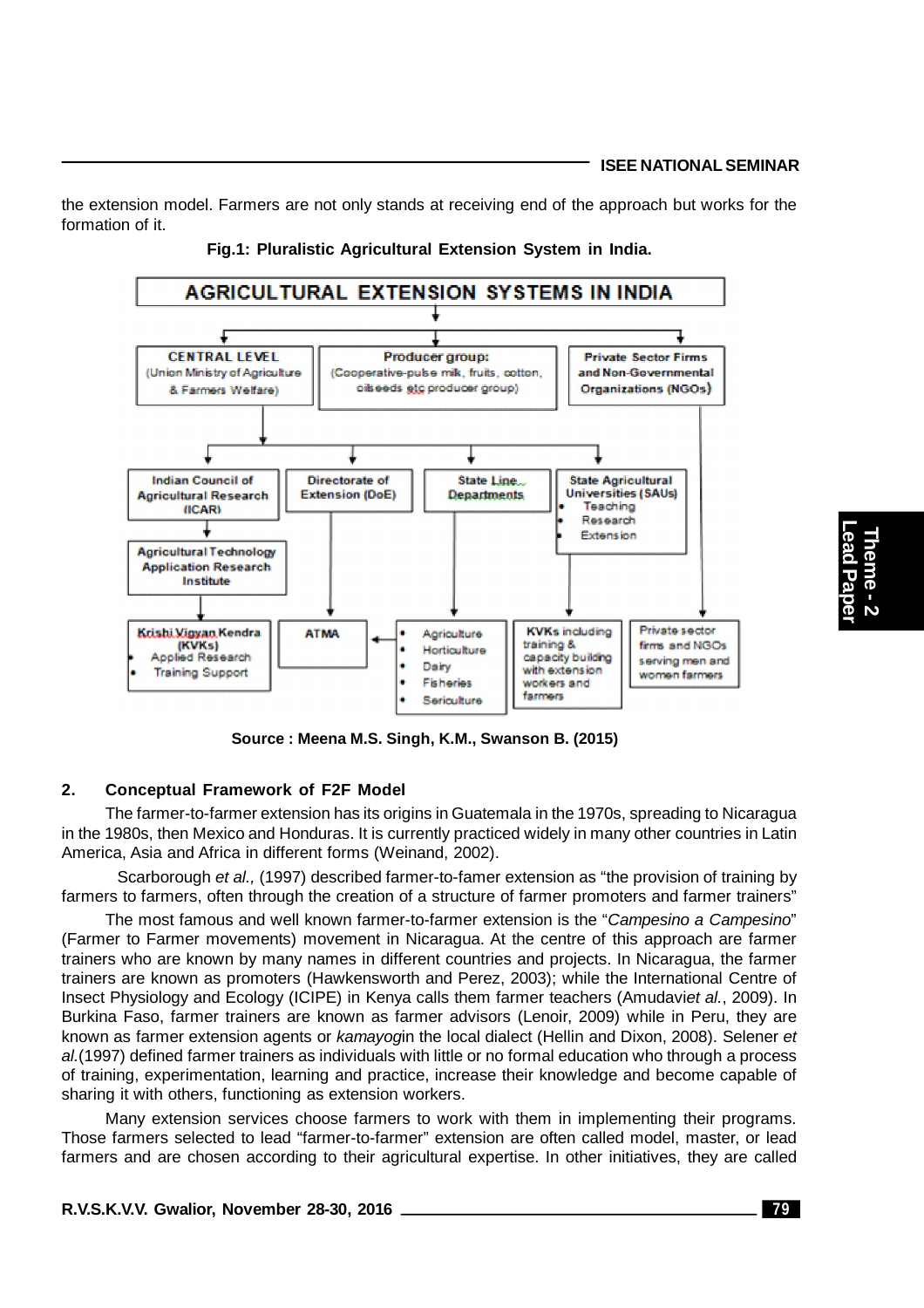the extension model. Farmers are not only stands at receiving end of the approach but works for the formation of it.

**Fig.1: Pluralistic Agricultural Extension System in India.**

**AGRICULTURAL EXTENSION SYSTEMS IN INDIA**

- **CENTRAL LEVEL** (Union Ministry of Agriculture & Farmers Welfare)
  - **Indian Council of Agricultural Research (ICAR)**
    - **Agricultural Technology Application Research Institute**
      - **Krishi Vigyan Kendra (KVKs)**
        - Applied Research
        - Training Support
  - **Directorate of Extension (DoE)**
    - **ATMA**
  - **State Line Departments**
    - Agriculture
    - Horticulture
    - Dairy
    - Fisheries
    - Sericulture
  - **State Agricultural Universities (SAUs)**
    - Teaching
    - Research
    - Extension
    - **KVKs** including training & capacity building with extension workers and farmers
- **Producer group:** (Cooperative-pulse milk, fruits, cotton, oilseeds etc producer group)
- **Private Sector Firms and Non-Governmental Organizations (NGOs)**
  - Private sector firms and NGOs serving men and women farmers

**Source : Meena M.S. Singh, K.M., Swanson B. (2015)**

## 2. Conceptual Framework of F2F Model

The farmer-to-farmer extension has its origins in Guatemala in the 1970s, spreading to Nicaragua in the 1980s, then Mexico and Honduras. It is currently practiced widely in many other countries in Latin America, Asia and Africa in different forms (Weinand, 2002).

Scarborough *et al.,* (1997) described farmer-to-famer extension as "the provision of training by farmers to farmers, often through the creation of a structure of farmer promoters and farmer trainers"

The most famous and well known farmer-to-farmer extension is the "*Campesino a Campesino*" (Farmer to Farmer movements) movement in Nicaragua. At the centre of this approach are farmer trainers who are known by many names in different countries and projects. In Nicaragua, the farmer trainers are known as promoters (Hawkensworth and Perez, 2003); while the International Centre of Insect Physiology and Ecology (ICIPE) in Kenya calls them farmer teachers (Amudavi*et al.*, 2009). In Burkina Faso, farmer trainers are known as farmer advisors (Lenoir, 2009) while in Peru, they are known as farmer extension agents or *kamayog*in the local dialect (Hellin and Dixon, 2008). Selener *et al.*(1997) defined farmer trainers as individuals with little or no formal education who through a process of training, experimentation, learning and practice, increase their knowledge and become capable of sharing it with others, functioning as extension workers.

Many extension services choose farmers to work with them in implementing their programs. Those farmers selected to lead "farmer-to-farmer" extension are often called model, master, or lead farmers and are chosen according to their agricultural expertise. In other initiatives, they are called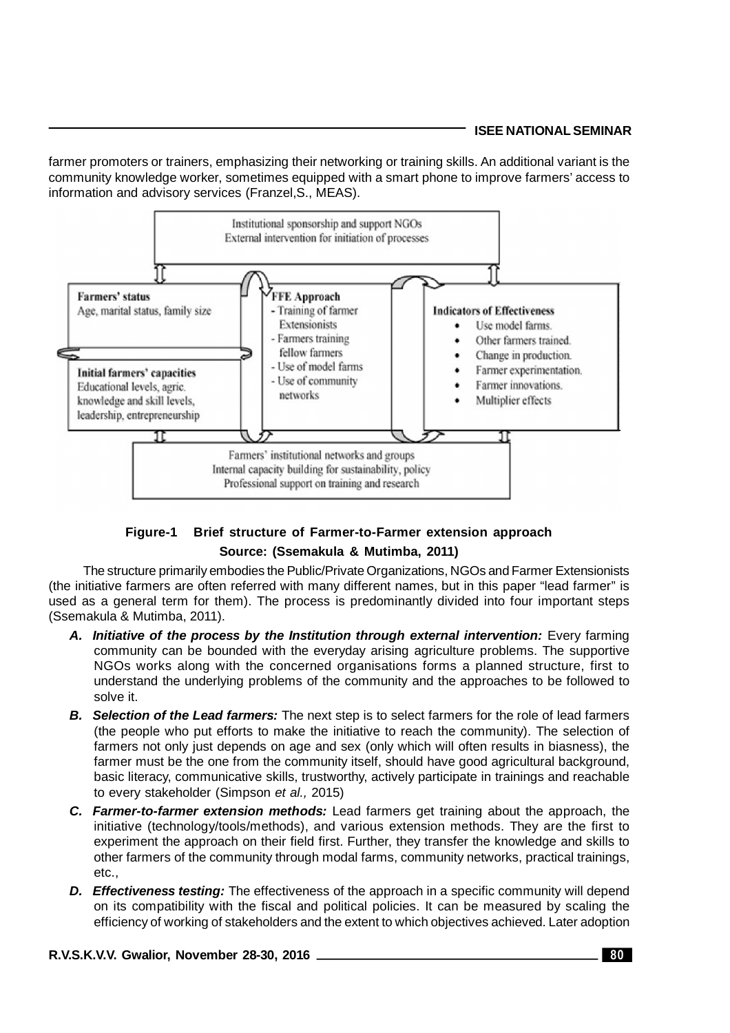farmer promoters or trainers, emphasizing their networking or training skills. An additional variant is the community knowledge worker, sometimes equipped with a smart phone to improve farmers' access to information and advisory services (Franzel,S., MEAS).

Institutional sponsorship and support NGOs
External intervention for initiation of processes

**Farmers' status**
Age, marital status, family size

**Initial farmers' capacities**
Educational levels, agric. knowledge and skill levels, leadership, entrepreneurship

**FFE Approach**
- Training of farmer Extensionists
- Farmers training fellow farmers
- Use of model farms
- Use of community networks

**Indicators of Effectiveness**
- Use model farms.
- Other farmers trained.
- Change in production.
- Farmer experimentation.
- Farmer innovations.
- Multiplier effects

Farmers' institutional networks and groups
Internal capacity building for sustainability, policy
Professional support on training and research

**Figure-1 Brief structure of Farmer-to-Farmer extension approach**

**Source: (Ssemakula & Mutimba, 2011)**

The structure primarily embodies the Public/Private Organizations, NGOs and Farmer Extensionists (the initiative farmers are often referred with many different names, but in this paper "lead farmer" is used as a general term for them). The process is predominantly divided into four important steps (Ssemakula & Mutimba, 2011).

**A. *Initiative of the process by the Institution through external intervention:*** Every farming community can be bounded with the everyday arising agriculture problems. The supportive NGOs works along with the concerned organisations forms a planned structure, first to understand the underlying problems of the community and the approaches to be followed to solve it.

**B. *Selection of the Lead farmers:*** The next step is to select farmers for the role of lead farmers (the people who put efforts to make the initiative to reach the community). The selection of farmers not only just depends on age and sex (only which will often results in biasness), the farmer must be the one from the community itself, should have good agricultural background, basic literacy, communicative skills, trustworthy, actively participate in trainings and reachable to every stakeholder (Simpson *et al.,* 2015)

**C. *Farmer-to-farmer extension methods:*** Lead farmers get training about the approach, the initiative (technology/tools/methods), and various extension methods. They are the first to experiment the approach on their field first. Further, they transfer the knowledge and skills to other farmers of the community through modal farms, community networks, practical trainings, etc.,

**D. *Effectiveness testing:*** The effectiveness of the approach in a specific community will depend on its compatibility with the fiscal and political policies. It can be measured by scaling the efficiency of working of stakeholders and the extent to which objectives achieved. Later adoption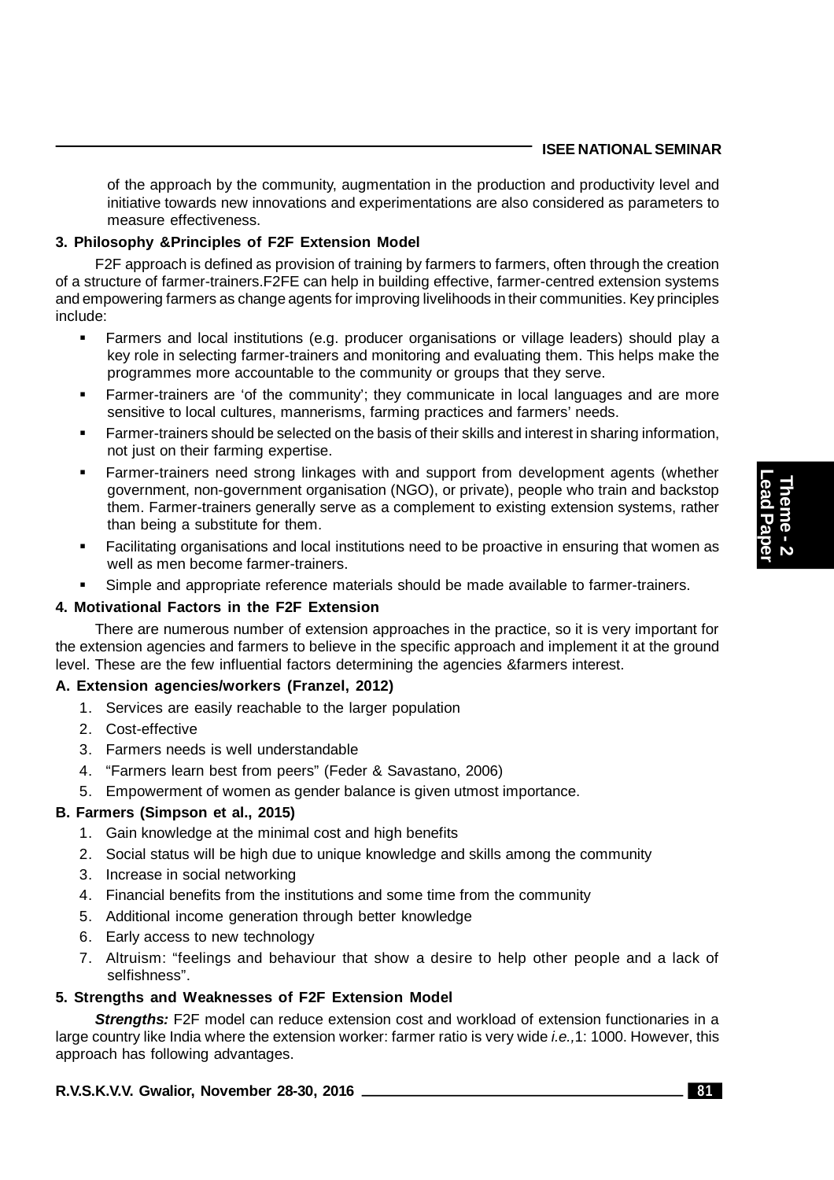of the approach by the community, augmentation in the production and productivity level and initiative towards new innovations and experimentations are also considered as parameters to measure effectiveness.

### 3. Philosophy &Principles of F2F Extension Model

F2F approach is defined as provision of training by farmers to farmers, often through the creation of a structure of farmer-trainers.F2FE can help in building effective, farmer-centred extension systems and empowering farmers as change agents for improving livelihoods in their communities. Key principles include:

- Farmers and local institutions (e.g. producer organisations or village leaders) should play a key role in selecting farmer-trainers and monitoring and evaluating them. This helps make the programmes more accountable to the community or groups that they serve.
- Farmer-trainers are 'of the community'; they communicate in local languages and are more sensitive to local cultures, mannerisms, farming practices and farmers' needs.
- Farmer-trainers should be selected on the basis of their skills and interest in sharing information, not just on their farming expertise.
- Farmer-trainers need strong linkages with and support from development agents (whether government, non-government organisation (NGO), or private), people who train and backstop them. Farmer-trainers generally serve as a complement to existing extension systems, rather than being a substitute for them.
- Facilitating organisations and local institutions need to be proactive in ensuring that women as well as men become farmer-trainers.
- Simple and appropriate reference materials should be made available to farmer-trainers.

### 4. Motivational Factors in the F2F Extension

There are numerous number of extension approaches in the practice, so it is very important for the extension agencies and farmers to believe in the specific approach and implement it at the ground level. These are the few influential factors determining the agencies &farmers interest.

**A. Extension agencies/workers (Franzel, 2012)**

1. Services are easily reachable to the larger population
2. Cost-effective
3. Farmers needs is well understandable
4. "Farmers learn best from peers" (Feder & Savastano, 2006)
5. Empowerment of women as gender balance is given utmost importance.

**B. Farmers (Simpson et al., 2015)**

1. Gain knowledge at the minimal cost and high benefits
2. Social status will be high due to unique knowledge and skills among the community
3. Increase in social networking
4. Financial benefits from the institutions and some time from the community
5. Additional income generation through better knowledge
6. Early access to new technology
7. Altruism: "feelings and behaviour that show a desire to help other people and a lack of selfishness".

### 5. Strengths and Weaknesses of F2F Extension Model

***Strengths:*** F2F model can reduce extension cost and workload of extension functionaries in a large country like India where the extension worker: farmer ratio is very wide *i.e.,*1: 1000. However, this approach has following advantages.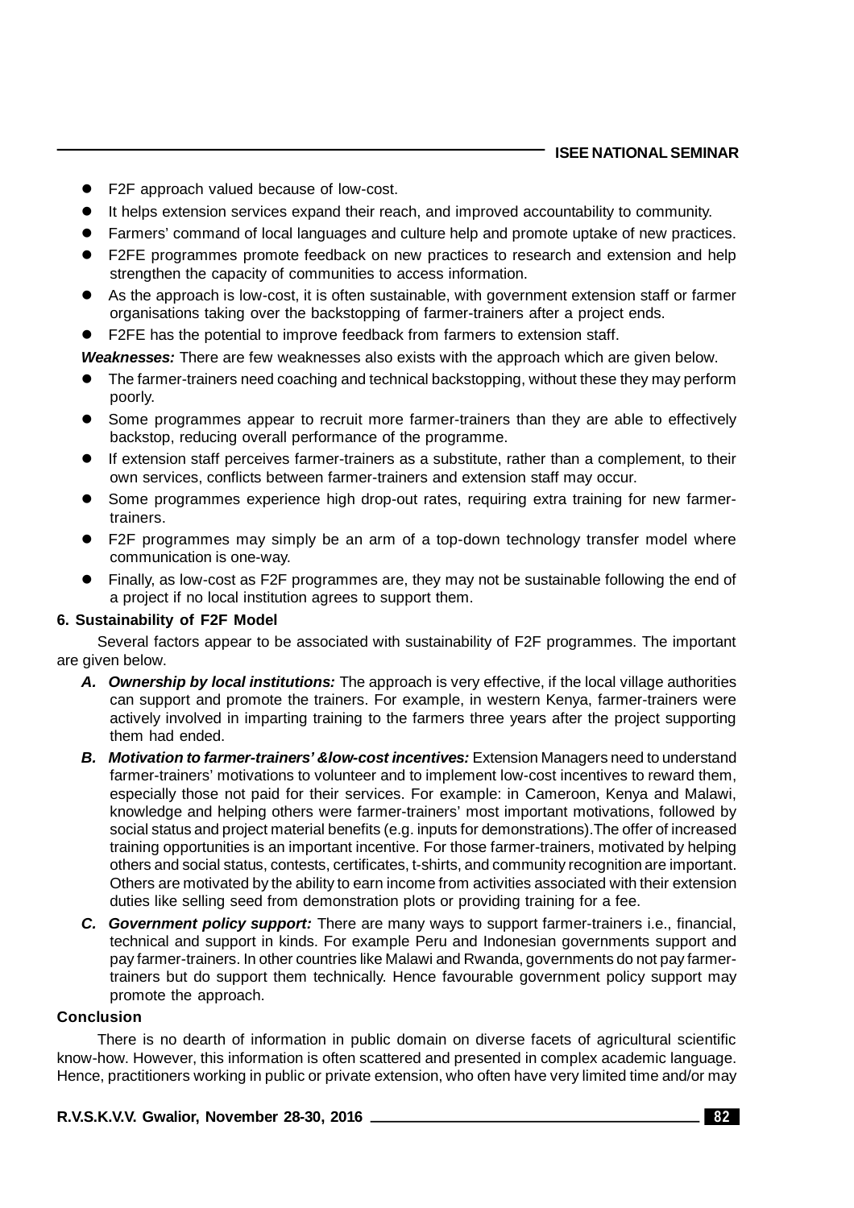- F2F approach valued because of low-cost.
- It helps extension services expand their reach, and improved accountability to community.
- Farmers' command of local languages and culture help and promote uptake of new practices.
- F2FE programmes promote feedback on new practices to research and extension and help strengthen the capacity of communities to access information.
- As the approach is low-cost, it is often sustainable, with government extension staff or farmer organisations taking over the backstopping of farmer-trainers after a project ends.
- F2FE has the potential to improve feedback from farmers to extension staff.

***Weaknesses:*** There are few weaknesses also exists with the approach which are given below.

- The farmer-trainers need coaching and technical backstopping, without these they may perform poorly.
- Some programmes appear to recruit more farmer-trainers than they are able to effectively backstop, reducing overall performance of the programme.
- If extension staff perceives farmer-trainers as a substitute, rather than a complement, to their own services, conflicts between farmer-trainers and extension staff may occur.
- Some programmes experience high drop-out rates, requiring extra training for new farmer-trainers.
- F2F programmes may simply be an arm of a top-down technology transfer model where communication is one-way.
- Finally, as low-cost as F2F programmes are, they may not be sustainable following the end of a project if no local institution agrees to support them.

### 6. Sustainability of F2F Model

Several factors appear to be associated with sustainability of F2F programmes. The important are given below.

**A.** ***Ownership by local institutions:*** The approach is very effective, if the local village authorities can support and promote the trainers. For example, in western Kenya, farmer-trainers were actively involved in imparting training to the farmers three years after the project supporting them had ended.

**B.** ***Motivation to farmer-trainers' &low-cost incentives:*** Extension Managers need to understand farmer-trainers' motivations to volunteer and to implement low-cost incentives to reward them, especially those not paid for their services. For example: in Cameroon, Kenya and Malawi, knowledge and helping others were farmer-trainers' most important motivations, followed by social status and project material benefits (e.g. inputs for demonstrations).The offer of increased training opportunities is an important incentive. For those farmer-trainers, motivated by helping others and social status, contests, certificates, t-shirts, and community recognition are important. Others are motivated by the ability to earn income from activities associated with their extension duties like selling seed from demonstration plots or providing training for a fee.

**C.** ***Government policy support:*** There are many ways to support farmer-trainers i.e., financial, technical and support in kinds. For example Peru and Indonesian governments support and pay farmer-trainers. In other countries like Malawi and Rwanda, governments do not pay farmer-trainers but do support them technically. Hence favourable government policy support may promote the approach.

### Conclusion

There is no dearth of information in public domain on diverse facets of agricultural scientific know-how. However, this information is often scattered and presented in complex academic language. Hence, practitioners working in public or private extension, who often have very limited time and/or may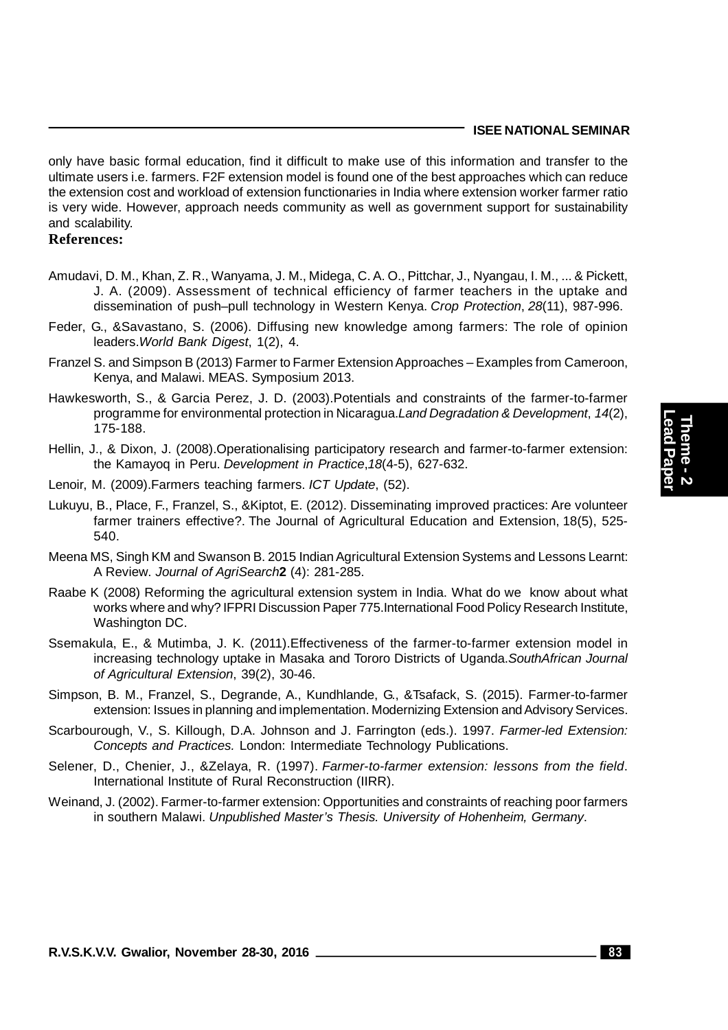only have basic formal education, find it difficult to make use of this information and transfer to the ultimate users i.e. farmers. F2F extension model is found one of the best approaches which can reduce the extension cost and workload of extension functionaries in India where extension worker farmer ratio is very wide. However, approach needs community as well as government support for sustainability and scalability.

## References:

Amudavi, D. M., Khan, Z. R., Wanyama, J. M., Midega, C. A. O., Pittchar, J., Nyangau, I. M., ... & Pickett, J. A. (2009). Assessment of technical efficiency of farmer teachers in the uptake and dissemination of push–pull technology in Western Kenya. *Crop Protection*, *28*(11), 987-996.

Feder, G., &Savastano, S. (2006). Diffusing new knowledge among farmers: The role of opinion leaders.*World Bank Digest*, 1(2), 4.

Franzel S. and Simpson B (2013) Farmer to Farmer Extension Approaches – Examples from Cameroon, Kenya, and Malawi. MEAS. Symposium 2013.

Hawkesworth, S., & Garcia Perez, J. D. (2003).Potentials and constraints of the farmer-to-farmer programme for environmental protection in Nicaragua.*Land Degradation & Development*, *14*(2), 175-188.

Hellin, J., & Dixon, J. (2008).Operationalising participatory research and farmer-to-farmer extension: the Kamayoq in Peru. *Development in Practice*,*18*(4-5), 627-632.

Lenoir, M. (2009).Farmers teaching farmers. *ICT Update*, (52).

Lukuyu, B., Place, F., Franzel, S., &Kiptot, E. (2012). Disseminating improved practices: Are volunteer farmer trainers effective?. The Journal of Agricultural Education and Extension, 18(5), 525-540.

Meena MS, Singh KM and Swanson B. 2015 Indian Agricultural Extension Systems and Lessons Learnt: A Review. *Journal of AgriSearch* **2** (4): 281-285.

Raabe K (2008) Reforming the agricultural extension system in India. What do we know about what works where and why? IFPRI Discussion Paper 775.International Food Policy Research Institute, Washington DC.

Ssemakula, E., & Mutimba, J. K. (2011).Effectiveness of the farmer-to-farmer extension model in increasing technology uptake in Masaka and Tororo Districts of Uganda.*SouthAfrican Journal of Agricultural Extension*, 39(2), 30-46.

Simpson, B. M., Franzel, S., Degrande, A., Kundhlande, G., &Tsafack, S. (2015). Farmer-to-farmer extension: Issues in planning and implementation. Modernizing Extension and Advisory Services.

Scarbourough, V., S. Killough, D.A. Johnson and J. Farrington (eds.). 1997. *Farmer-led Extension: Concepts and Practices.* London: Intermediate Technology Publications.

Selener, D., Chenier, J., &Zelaya, R. (1997). *Farmer-to-farmer extension: lessons from the field*. International Institute of Rural Reconstruction (IIRR).

Weinand, J. (2002). Farmer-to-farmer extension: Opportunities and constraints of reaching poor farmers in southern Malawi. *Unpublished Master's Thesis. University of Hohenheim, Germany*.